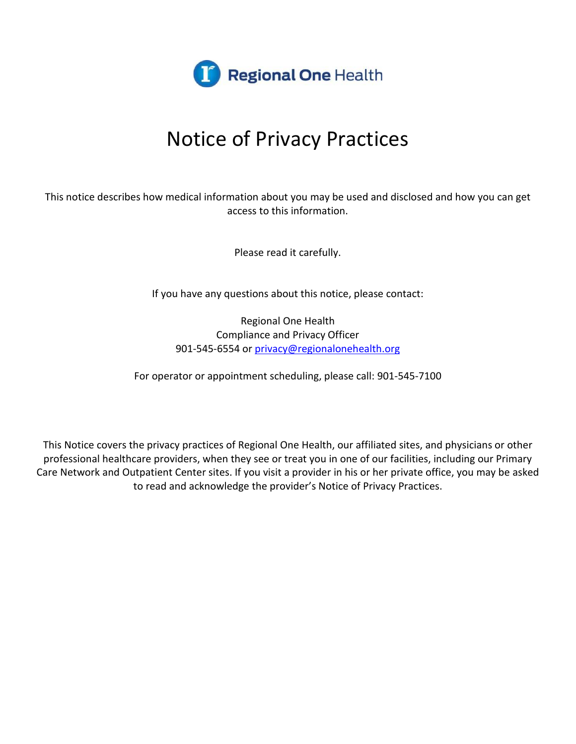Regional One Health

# Notice of Privacy Practices

This notice describes how medical information about you may be used and disclosed and how you can get access to this information.

Please read it carefully.

If you have any questions about this notice, please contact:

Regional One Health
Compliance and Privacy Officer
901-545-6554 or privacy@regionalonehealth.org

For operator or appointment scheduling, please call: 901-545-7100

This Notice covers the privacy practices of Regional One Health, our affiliated sites, and physicians or other professional healthcare providers, when they see or treat you in one of our facilities, including our Primary Care Network and Outpatient Center sites. If you visit a provider in his or her private office, you may be asked to read and acknowledge the provider's Notice of Privacy Practices.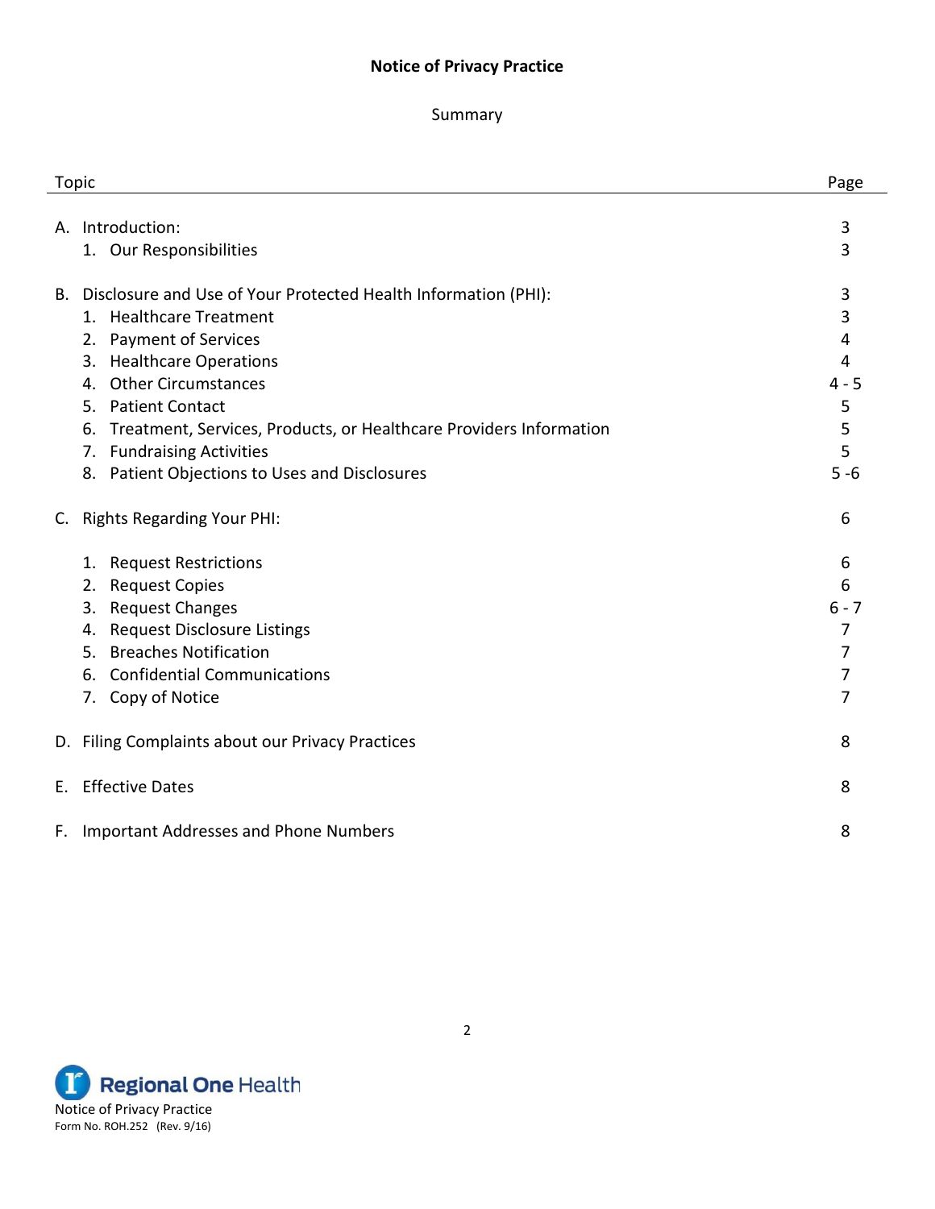# Notice of Privacy Practice

## Summary

| Topic | Page |
|---|---|
| A. Introduction: | 3 |
| 1. Our Responsibilities | 3 |
| B. Disclosure and Use of Your Protected Health Information (PHI): | 3 |
| 1. Healthcare Treatment | 3 |
| 2. Payment of Services | 4 |
| 3. Healthcare Operations | 4 |
| 4. Other Circumstances | 4 - 5 |
| 5. Patient Contact | 5 |
| 6. Treatment, Services, Products, or Healthcare Providers Information | 5 |
| 7. Fundraising Activities | 5 |
| 8. Patient Objections to Uses and Disclosures | 5 -6 |
| C. Rights Regarding Your PHI: | 6 |
| 1. Request Restrictions | 6 |
| 2. Request Copies | 6 |
| 3. Request Changes | 6 - 7 |
| 4. Request Disclosure Listings | 7 |
| 5. Breaches Notification | 7 |
| 6. Confidential Communications | 7 |
| 7. Copy of Notice | 7 |
| D. Filing Complaints about our Privacy Practices | 8 |
| E. Effective Dates | 8 |
| F. Important Addresses and Phone Numbers | 8 |

Regional One Health
Notice of Privacy Practice
Form No. ROH.252 (Rev. 9/16)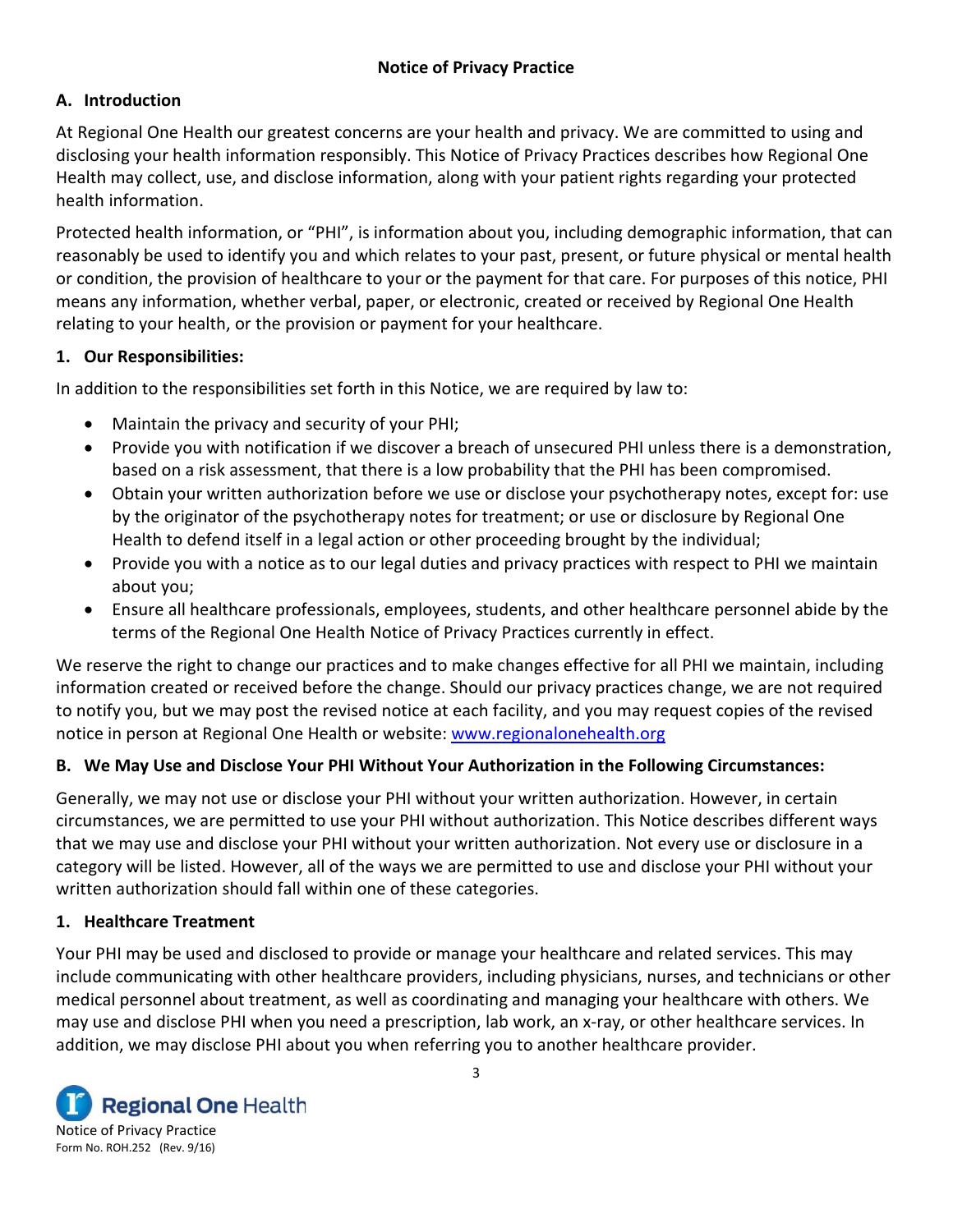## Notice of Privacy Practice

### A. Introduction

At Regional One Health our greatest concerns are your health and privacy. We are committed to using and disclosing your health information responsibly. This Notice of Privacy Practices describes how Regional One Health may collect, use, and disclose information, along with your patient rights regarding your protected health information.

Protected health information, or "PHI", is information about you, including demographic information, that can reasonably be used to identify you and which relates to your past, present, or future physical or mental health or condition, the provision of healthcare to your or the payment for that care. For purposes of this notice, PHI means any information, whether verbal, paper, or electronic, created or received by Regional One Health relating to your health, or the provision or payment for your healthcare.

### 1. Our Responsibilities:

In addition to the responsibilities set forth in this Notice, we are required by law to:

- Maintain the privacy and security of your PHI;
- Provide you with notification if we discover a breach of unsecured PHI unless there is a demonstration, based on a risk assessment, that there is a low probability that the PHI has been compromised.
- Obtain your written authorization before we use or disclose your psychotherapy notes, except for: use by the originator of the psychotherapy notes for treatment; or use or disclosure by Regional One Health to defend itself in a legal action or other proceeding brought by the individual;
- Provide you with a notice as to our legal duties and privacy practices with respect to PHI we maintain about you;
- Ensure all healthcare professionals, employees, students, and other healthcare personnel abide by the terms of the Regional One Health Notice of Privacy Practices currently in effect.

We reserve the right to change our practices and to make changes effective for all PHI we maintain, including information created or received before the change. Should our privacy practices change, we are not required to notify you, but we may post the revised notice at each facility, and you may request copies of the revised notice in person at Regional One Health or website: www.regionalonehealth.org

### B. We May Use and Disclose Your PHI Without Your Authorization in the Following Circumstances:

Generally, we may not use or disclose your PHI without your written authorization. However, in certain circumstances, we are permitted to use your PHI without authorization. This Notice describes different ways that we may use and disclose your PHI without your written authorization. Not every use or disclosure in a category will be listed. However, all of the ways we are permitted to use and disclose your PHI without your written authorization should fall within one of these categories.

### 1. Healthcare Treatment

Your PHI may be used and disclosed to provide or manage your healthcare and related services. This may include communicating with other healthcare providers, including physicians, nurses, and technicians or other medical personnel about treatment, as well as coordinating and managing your healthcare with others. We may use and disclose PHI when you need a prescription, lab work, an x-ray, or other healthcare services. In addition, we may disclose PHI about you when referring you to another healthcare provider.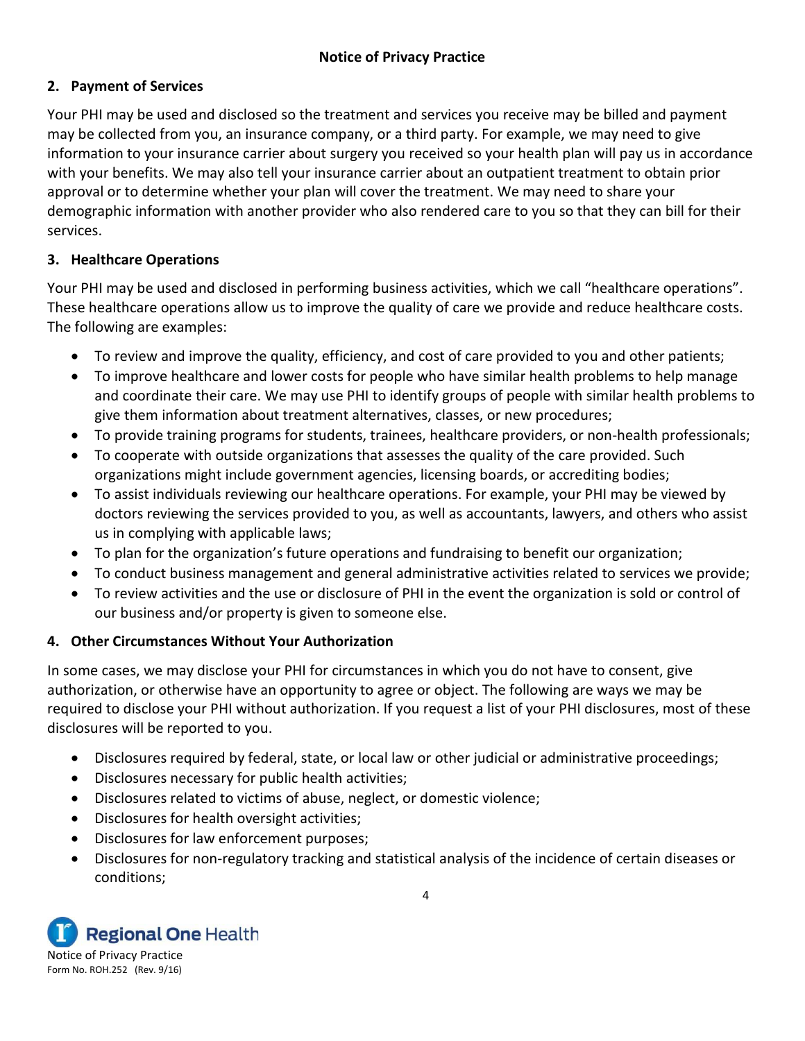## 2. Payment of Services

Your PHI may be used and disclosed so the treatment and services you receive may be billed and payment may be collected from you, an insurance company, or a third party. For example, we may need to give information to your insurance carrier about surgery you received so your health plan will pay us in accordance with your benefits. We may also tell your insurance carrier about an outpatient treatment to obtain prior approval or to determine whether your plan will cover the treatment. We may need to share your demographic information with another provider who also rendered care to you so that they can bill for their services.

## 3. Healthcare Operations

Your PHI may be used and disclosed in performing business activities, which we call "healthcare operations". These healthcare operations allow us to improve the quality of care we provide and reduce healthcare costs. The following are examples:

- To review and improve the quality, efficiency, and cost of care provided to you and other patients;
- To improve healthcare and lower costs for people who have similar health problems to help manage and coordinate their care. We may use PHI to identify groups of people with similar health problems to give them information about treatment alternatives, classes, or new procedures;
- To provide training programs for students, trainees, healthcare providers, or non-health professionals;
- To cooperate with outside organizations that assesses the quality of the care provided. Such organizations might include government agencies, licensing boards, or accrediting bodies;
- To assist individuals reviewing our healthcare operations. For example, your PHI may be viewed by doctors reviewing the services provided to you, as well as accountants, lawyers, and others who assist us in complying with applicable laws;
- To plan for the organization's future operations and fundraising to benefit our organization;
- To conduct business management and general administrative activities related to services we provide;
- To review activities and the use or disclosure of PHI in the event the organization is sold or control of our business and/or property is given to someone else.

## 4. Other Circumstances Without Your Authorization

In some cases, we may disclose your PHI for circumstances in which you do not have to consent, give authorization, or otherwise have an opportunity to agree or object. The following are ways we may be required to disclose your PHI without authorization. If you request a list of your PHI disclosures, most of these disclosures will be reported to you.

- Disclosures required by federal, state, or local law or other judicial or administrative proceedings;
- Disclosures necessary for public health activities;
- Disclosures related to victims of abuse, neglect, or domestic violence;
- Disclosures for health oversight activities;
- Disclosures for law enforcement purposes;
- Disclosures for non-regulatory tracking and statistical analysis of the incidence of certain diseases or conditions;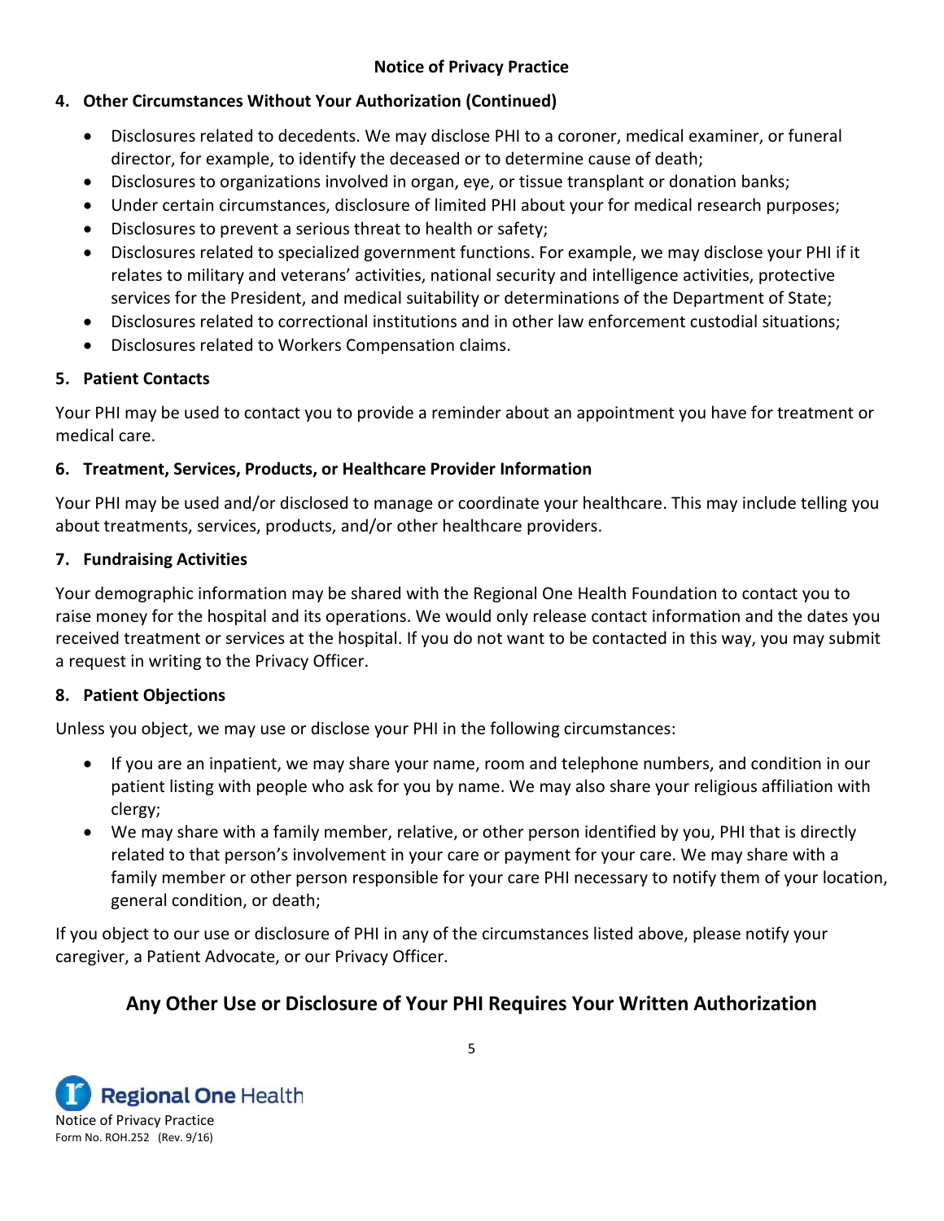**4. Other Circumstances Without Your Authorization (Continued)**

- Disclosures related to decedents. We may disclose PHI to a coroner, medical examiner, or funeral director, for example, to identify the deceased or to determine cause of death;
- Disclosures to organizations involved in organ, eye, or tissue transplant or donation banks;
- Under certain circumstances, disclosure of limited PHI about your for medical research purposes;
- Disclosures to prevent a serious threat to health or safety;
- Disclosures related to specialized government functions. For example, we may disclose your PHI if it relates to military and veterans' activities, national security and intelligence activities, protective services for the President, and medical suitability or determinations of the Department of State;
- Disclosures related to correctional institutions and in other law enforcement custodial situations;
- Disclosures related to Workers Compensation claims.

**5. Patient Contacts**

Your PHI may be used to contact you to provide a reminder about an appointment you have for treatment or medical care.

**6. Treatment, Services, Products, or Healthcare Provider Information**

Your PHI may be used and/or disclosed to manage or coordinate your healthcare. This may include telling you about treatments, services, products, and/or other healthcare providers.

**7. Fundraising Activities**

Your demographic information may be shared with the Regional One Health Foundation to contact you to raise money for the hospital and its operations. We would only release contact information and the dates you received treatment or services at the hospital. If you do not want to be contacted in this way, you may submit a request in writing to the Privacy Officer.

**8. Patient Objections**

Unless you object, we may use or disclose your PHI in the following circumstances:

- If you are an inpatient, we may share your name, room and telephone numbers, and condition in our patient listing with people who ask for you by name. We may also share your religious affiliation with clergy;
- We may share with a family member, relative, or other person identified by you, PHI that is directly related to that person's involvement in your care or payment for your care. We may share with a family member or other person responsible for your care PHI necessary to notify them of your location, general condition, or death;

If you object to our use or disclosure of PHI in any of the circumstances listed above, please notify your caregiver, a Patient Advocate, or our Privacy Officer.

## Any Other Use or Disclosure of Your PHI Requires Your Written Authorization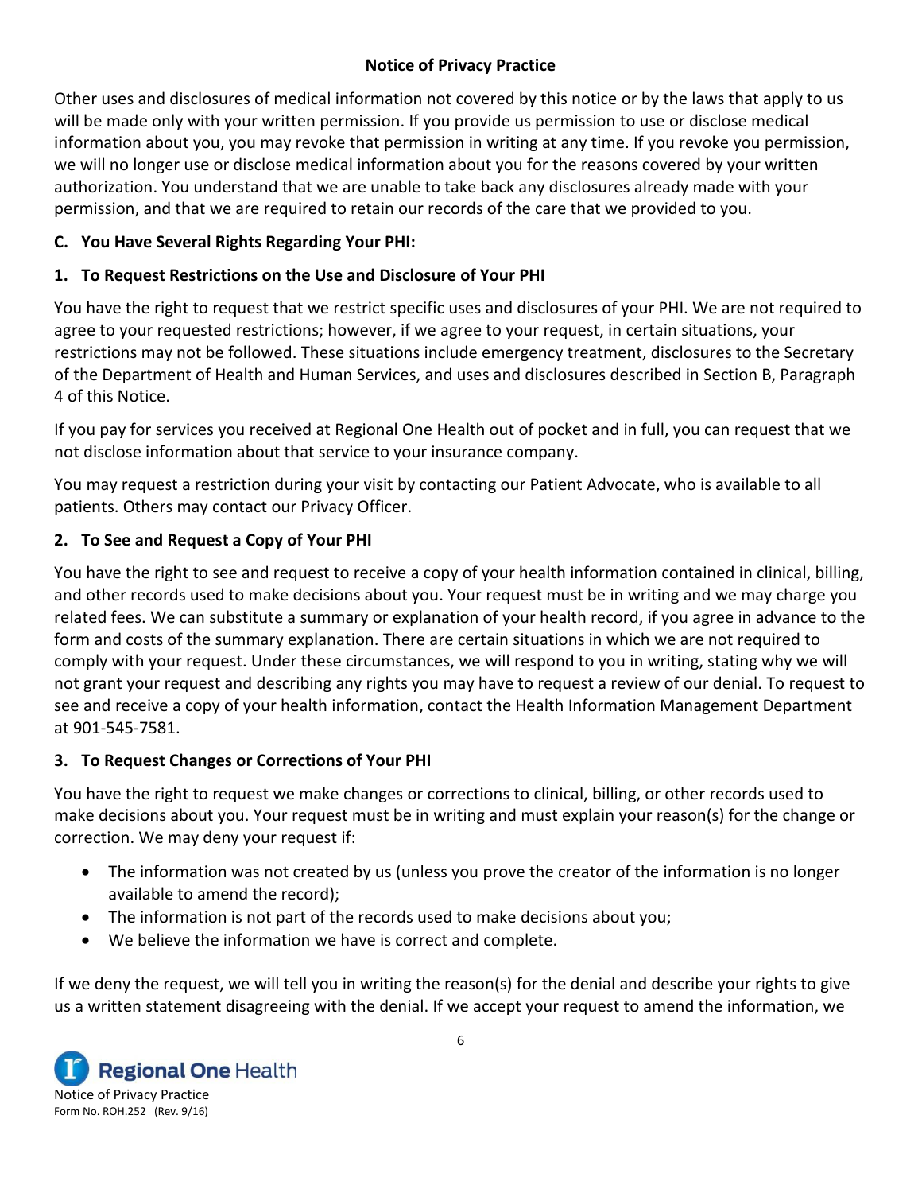## Notice of Privacy Practice

Other uses and disclosures of medical information not covered by this notice or by the laws that apply to us will be made only with your written permission. If you provide us permission to use or disclose medical information about you, you may revoke that permission in writing at any time. If you revoke you permission, we will no longer use or disclose medical information about you for the reasons covered by your written authorization. You understand that we are unable to take back any disclosures already made with your permission, and that we are required to retain our records of the care that we provided to you.

### C. You Have Several Rights Regarding Your PHI:

### 1. To Request Restrictions on the Use and Disclosure of Your PHI

You have the right to request that we restrict specific uses and disclosures of your PHI. We are not required to agree to your requested restrictions; however, if we agree to your request, in certain situations, your restrictions may not be followed. These situations include emergency treatment, disclosures to the Secretary of the Department of Health and Human Services, and uses and disclosures described in Section B, Paragraph 4 of this Notice.

If you pay for services you received at Regional One Health out of pocket and in full, you can request that we not disclose information about that service to your insurance company.

You may request a restriction during your visit by contacting our Patient Advocate, who is available to all patients. Others may contact our Privacy Officer.

### 2. To See and Request a Copy of Your PHI

You have the right to see and request to receive a copy of your health information contained in clinical, billing, and other records used to make decisions about you. Your request must be in writing and we may charge you related fees. We can substitute a summary or explanation of your health record, if you agree in advance to the form and costs of the summary explanation. There are certain situations in which we are not required to comply with your request. Under these circumstances, we will respond to you in writing, stating why we will not grant your request and describing any rights you may have to request a review of our denial. To request to see and receive a copy of your health information, contact the Health Information Management Department at 901-545-7581.

### 3. To Request Changes or Corrections of Your PHI

You have the right to request we make changes or corrections to clinical, billing, or other records used to make decisions about you. Your request must be in writing and must explain your reason(s) for the change or correction. We may deny your request if:

- The information was not created by us (unless you prove the creator of the information is no longer available to amend the record);
- The information is not part of the records used to make decisions about you;
- We believe the information we have is correct and complete.

If we deny the request, we will tell you in writing the reason(s) for the denial and describe your rights to give us a written statement disagreeing with the denial. If we accept your request to amend the information, we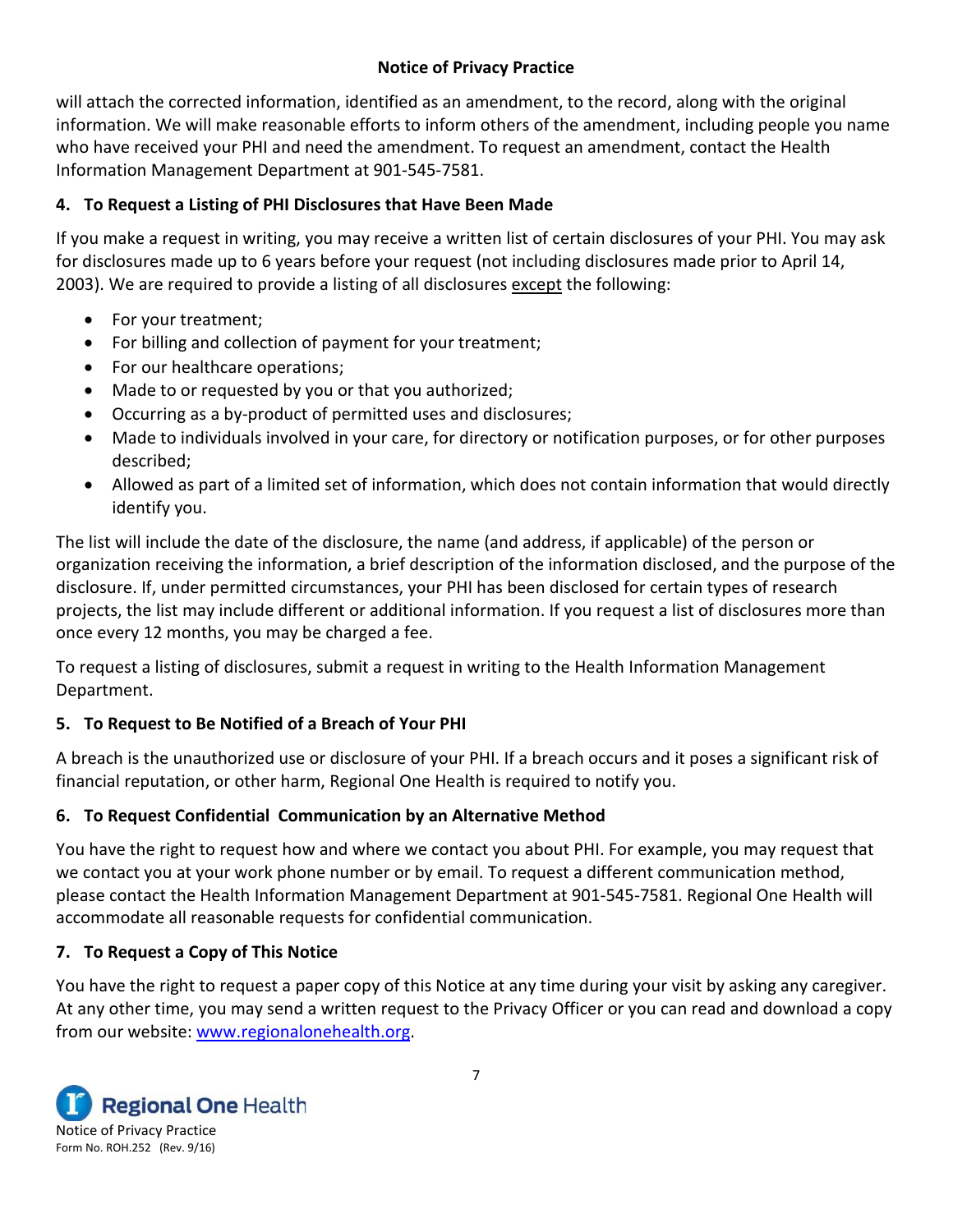will attach the corrected information, identified as an amendment, to the record, along with the original information. We will make reasonable efforts to inform others of the amendment, including people you name who have received your PHI and need the amendment. To request an amendment, contact the Health Information Management Department at 901-545-7581.

### 4. To Request a Listing of PHI Disclosures that Have Been Made

If you make a request in writing, you may receive a written list of certain disclosures of your PHI. You may ask for disclosures made up to 6 years before your request (not including disclosures made prior to April 14, 2003). We are required to provide a listing of all disclosures <u>except</u> the following:

- For your treatment;
- For billing and collection of payment for your treatment;
- For our healthcare operations;
- Made to or requested by you or that you authorized;
- Occurring as a by-product of permitted uses and disclosures;
- Made to individuals involved in your care, for directory or notification purposes, or for other purposes described;
- Allowed as part of a limited set of information, which does not contain information that would directly identify you.

The list will include the date of the disclosure, the name (and address, if applicable) of the person or organization receiving the information, a brief description of the information disclosed, and the purpose of the disclosure. If, under permitted circumstances, your PHI has been disclosed for certain types of research projects, the list may include different or additional information. If you request a list of disclosures more than once every 12 months, you may be charged a fee.

To request a listing of disclosures, submit a request in writing to the Health Information Management Department.

### 5. To Request to Be Notified of a Breach of Your PHI

A breach is the unauthorized use or disclosure of your PHI. If a breach occurs and it poses a significant risk of financial reputation, or other harm, Regional One Health is required to notify you.

### 6. To Request Confidential Communication by an Alternative Method

You have the right to request how and where we contact you about PHI. For example, you may request that we contact you at your work phone number or by email. To request a different communication method, please contact the Health Information Management Department at 901-545-7581. Regional One Health will accommodate all reasonable requests for confidential communication.

### 7. To Request a Copy of This Notice

You have the right to request a paper copy of this Notice at any time during your visit by asking any caregiver. At any other time, you may send a written request to the Privacy Officer or you can read and download a copy from our website: [www.regionalonehealth.org](http://www.regionalonehealth.org).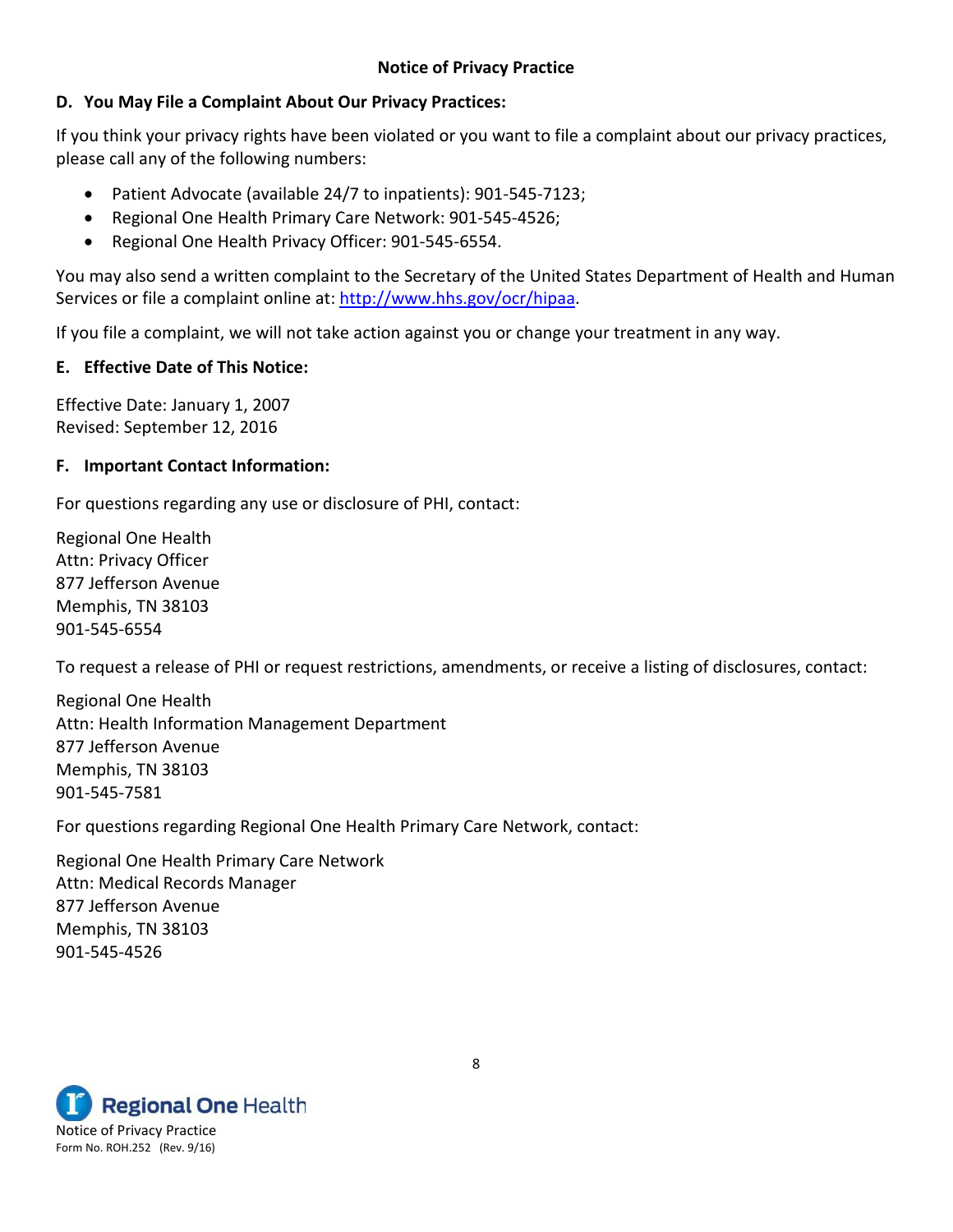## D. You May File a Complaint About Our Privacy Practices:

If you think your privacy rights have been violated or you want to file a complaint about our privacy practices, please call any of the following numbers:

- Patient Advocate (available 24/7 to inpatients): 901-545-7123;
- Regional One Health Primary Care Network: 901-545-4526;
- Regional One Health Privacy Officer: 901-545-6554.

You may also send a written complaint to the Secretary of the United States Department of Health and Human Services or file a complaint online at: http://www.hhs.gov/ocr/hipaa.

If you file a complaint, we will not take action against you or change your treatment in any way.

## E. Effective Date of This Notice:

Effective Date: January 1, 2007
Revised: September 12, 2016

## F. Important Contact Information:

For questions regarding any use or disclosure of PHI, contact:

Regional One Health
Attn: Privacy Officer
877 Jefferson Avenue
Memphis, TN 38103
901-545-6554

To request a release of PHI or request restrictions, amendments, or receive a listing of disclosures, contact:

Regional One Health
Attn: Health Information Management Department
877 Jefferson Avenue
Memphis, TN 38103
901-545-7581

For questions regarding Regional One Health Primary Care Network, contact:

Regional One Health Primary Care Network
Attn: Medical Records Manager
877 Jefferson Avenue
Memphis, TN 38103
901-545-4526